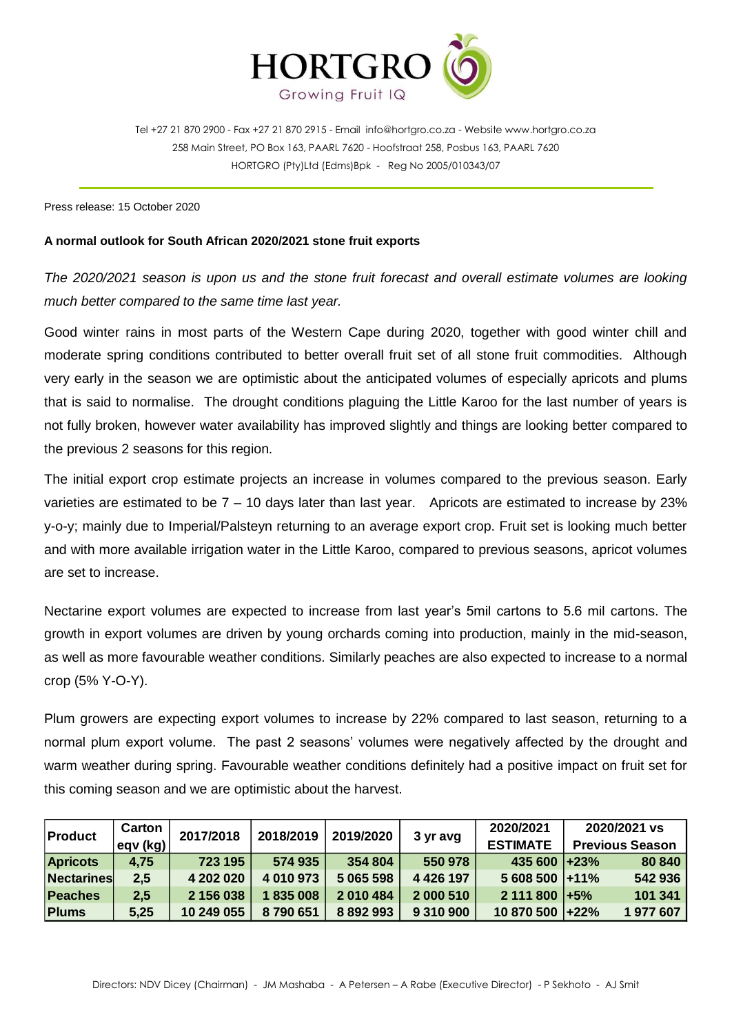HORTGRO

Growing Fruit IQ

Tel +27 21 870 2900 - Fax +27 21 870 2915 - Email info@hortgro.co.za - Website www.hortgro.co.za
258 Main Street, PO Box 163, PAARL 7620 - Hoofstraat 258, Posbus 163, PAARL 7620
HORTGRO (Pty)Ltd (Edms)Bpk - Reg No 2005/010343/07

Press release: 15 October 2020

**A normal outlook for South African 2020/2021 stone fruit exports**

*The 2020/2021 season is upon us and the stone fruit forecast and overall estimate volumes are looking much better compared to the same time last year.*

Good winter rains in most parts of the Western Cape during 2020, together with good winter chill and moderate spring conditions contributed to better overall fruit set of all stone fruit commodities. Although very early in the season we are optimistic about the anticipated volumes of especially apricots and plums that is said to normalise. The drought conditions plaguing the Little Karoo for the last number of years is not fully broken, however water availability has improved slightly and things are looking better compared to the previous 2 seasons for this region.

The initial export crop estimate projects an increase in volumes compared to the previous season. Early varieties are estimated to be 7 – 10 days later than last year. Apricots are estimated to increase by 23% y-o-y; mainly due to Imperial/Palsteyn returning to an average export crop. Fruit set is looking much better and with more available irrigation water in the Little Karoo, compared to previous seasons, apricot volumes are set to increase.

Nectarine export volumes are expected to increase from last year's 5mil cartons to 5.6 mil cartons. The growth in export volumes are driven by young orchards coming into production, mainly in the mid-season, as well as more favourable weather conditions. Similarly peaches are also expected to increase to a normal crop (5% Y-O-Y).

Plum growers are expecting export volumes to increase by 22% compared to last season, returning to a normal plum export volume. The past 2 seasons' volumes were negatively affected by the drought and warm weather during spring. Favourable weather conditions definitely had a positive impact on fruit set for this coming season and we are optimistic about the harvest.

| Product | Carton eqv (kg) | 2017/2018 | 2018/2019 | 2019/2020 | 3 yr avg | 2020/2021 ESTIMATE | 2020/2021 vs Previous Season | |
|---|---|---|---|---|---|---|---|---|
| **Apricots** | 4,75 | 723 195 | 574 935 | 354 804 | 550 978 | 435 600 | +23% | 80 840 |
| **Nectarines** | 2,5 | 4 202 020 | 4 010 973 | 5 065 598 | 4 426 197 | 5 608 500 | +11% | 542 936 |
| **Peaches** | 2,5 | 2 156 038 | 1 835 008 | 2 010 484 | 2 000 510 | 2 111 800 | +5% | 101 341 |
| **Plums** | 5,25 | 10 249 055 | 8 790 651 | 8 892 993 | 9 310 900 | 10 870 500 | +22% | 1 977 607 |

Directors: NDV Dicey (Chairman) - JM Mashaba - A Petersen – A Rabe (Executive Director) - P Sekhoto - AJ Smit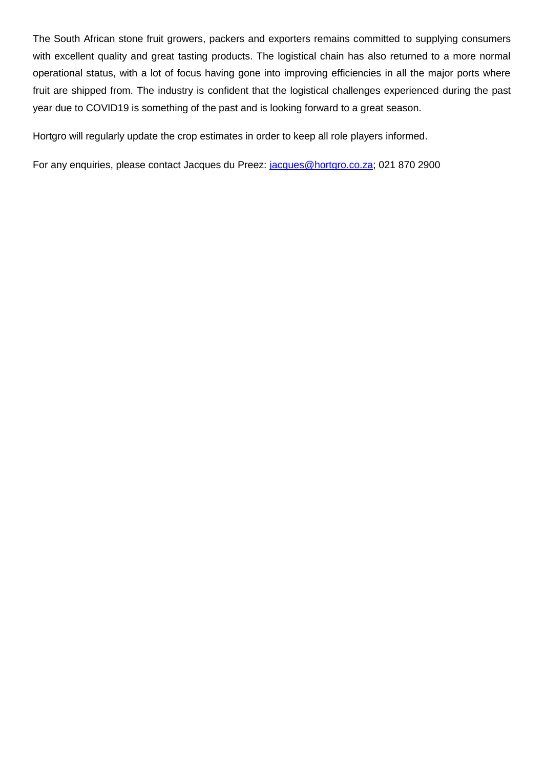The South African stone fruit growers, packers and exporters remains committed to supplying consumers with excellent quality and great tasting products. The logistical chain has also returned to a more normal operational status, with a lot of focus having gone into improving efficiencies in all the major ports where fruit are shipped from. The industry is confident that the logistical challenges experienced during the past year due to COVID19 is something of the past and is looking forward to a great season.

Hortgro will regularly update the crop estimates in order to keep all role players informed.

For any enquiries, please contact Jacques du Preez: jacques@hortgro.co.za; 021 870 2900